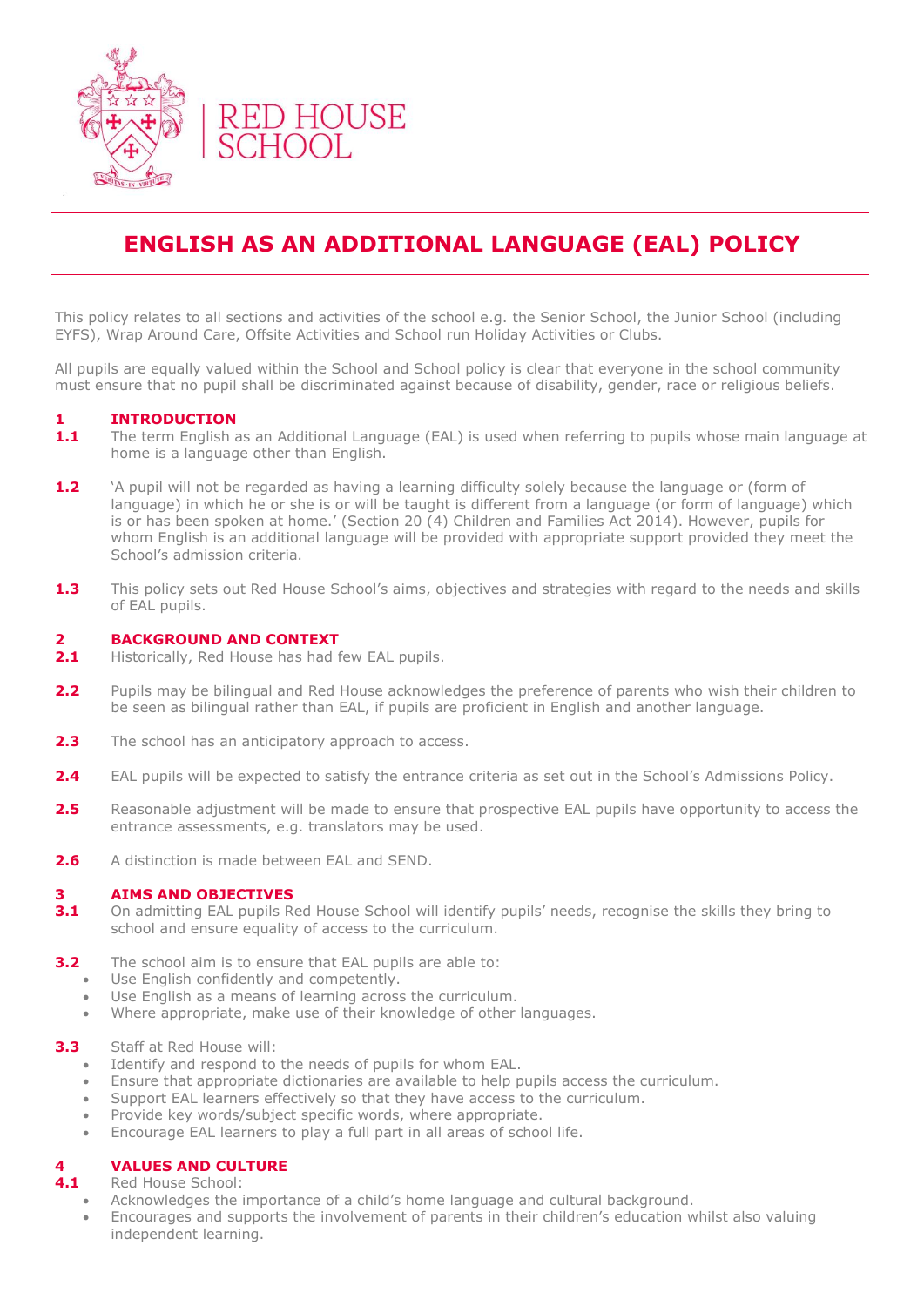RED HOUSE SCHOOL

# ENGLISH AS AN ADDITIONAL LANGUAGE (EAL) POLICY

This policy relates to all sections and activities of the school e.g. the Senior School, the Junior School (including EYFS), Wrap Around Care, Offsite Activities and School run Holiday Activities or Clubs.

All pupils are equally valued within the School and School policy is clear that everyone in the school community must ensure that no pupil shall be discriminated against because of disability, gender, race or religious beliefs.

## 1 INTRODUCTION

**1.1** The term English as an Additional Language (EAL) is used when referring to pupils whose main language at home is a language other than English.

**1.2** 'A pupil will not be regarded as having a learning difficulty solely because the language or (form of language) in which he or she is or will be taught is different from a language (or form of language) which is or has been spoken at home.' (Section 20 (4) Children and Families Act 2014). However, pupils for whom English is an additional language will be provided with appropriate support provided they meet the School's admission criteria.

**1.3** This policy sets out Red House School's aims, objectives and strategies with regard to the needs and skills of EAL pupils.

## 2 BACKGROUND AND CONTEXT

**2.1** Historically, Red House has had few EAL pupils.

**2.2** Pupils may be bilingual and Red House acknowledges the preference of parents who wish their children to be seen as bilingual rather than EAL, if pupils are proficient in English and another language.

**2.3** The school has an anticipatory approach to access.

**2.4** EAL pupils will be expected to satisfy the entrance criteria as set out in the School's Admissions Policy.

**2.5** Reasonable adjustment will be made to ensure that prospective EAL pupils have opportunity to access the entrance assessments, e.g. translators may be used.

**2.6** A distinction is made between EAL and SEND.

## 3 AIMS AND OBJECTIVES

**3.1** On admitting EAL pupils Red House School will identify pupils' needs, recognise the skills they bring to school and ensure equality of access to the curriculum.

**3.2** The school aim is to ensure that EAL pupils are able to:

- Use English confidently and competently.
- Use English as a means of learning across the curriculum.
- Where appropriate, make use of their knowledge of other languages.

**3.3** Staff at Red House will:

- Identify and respond to the needs of pupils for whom EAL.
- Ensure that appropriate dictionaries are available to help pupils access the curriculum.
- Support EAL learners effectively so that they have access to the curriculum.
- Provide key words/subject specific words, where appropriate.
- Encourage EAL learners to play a full part in all areas of school life.

## 4 VALUES AND CULTURE

**4.1** Red House School:

- Acknowledges the importance of a child's home language and cultural background.
- Encourages and supports the involvement of parents in their children's education whilst also valuing independent learning.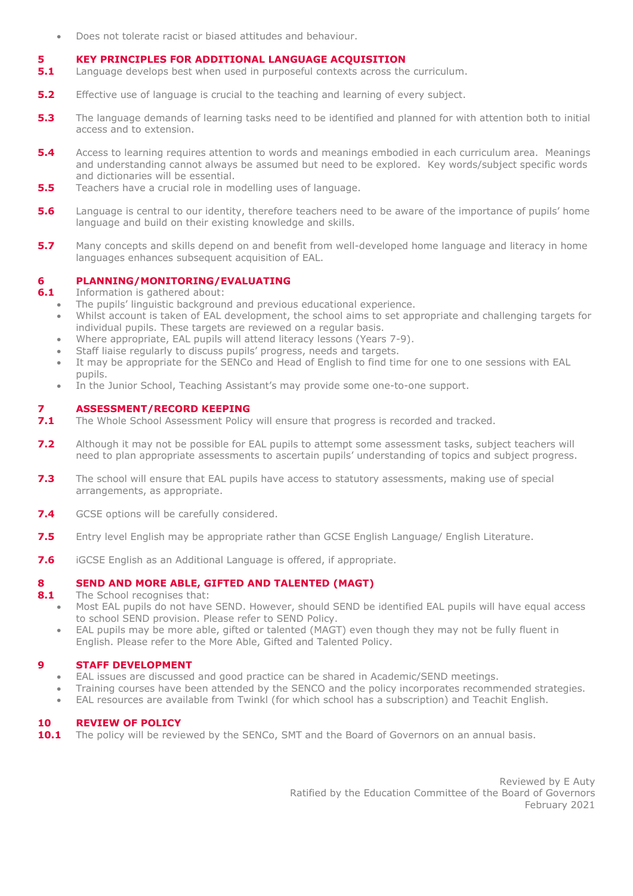- Does not tolerate racist or biased attitudes and behaviour.

## 5 KEY PRINCIPLES FOR ADDITIONAL LANGUAGE ACQUISITION

**5.1** Language develops best when used in purposeful contexts across the curriculum.

**5.2** Effective use of language is crucial to the teaching and learning of every subject.

**5.3** The language demands of learning tasks need to be identified and planned for with attention both to initial access and to extension.

**5.4** Access to learning requires attention to words and meanings embodied in each curriculum area. Meanings and understanding cannot always be assumed but need to be explored. Key words/subject specific words and dictionaries will be essential.

**5.5** Teachers have a crucial role in modelling uses of language.

**5.6** Language is central to our identity, therefore teachers need to be aware of the importance of pupils' home language and build on their existing knowledge and skills.

**5.7** Many concepts and skills depend on and benefit from well-developed home language and literacy in home languages enhances subsequent acquisition of EAL.

## 6 PLANNING/MONITORING/EVALUATING

**6.1** Information is gathered about:

- The pupils' linguistic background and previous educational experience.
- Whilst account is taken of EAL development, the school aims to set appropriate and challenging targets for individual pupils. These targets are reviewed on a regular basis.
- Where appropriate, EAL pupils will attend literacy lessons (Years 7-9).
- Staff liaise regularly to discuss pupils' progress, needs and targets.
- It may be appropriate for the SENCo and Head of English to find time for one to one sessions with EAL pupils.
- In the Junior School, Teaching Assistant's may provide some one-to-one support.

## 7 ASSESSMENT/RECORD KEEPING

**7.1** The Whole School Assessment Policy will ensure that progress is recorded and tracked.

**7.2** Although it may not be possible for EAL pupils to attempt some assessment tasks, subject teachers will need to plan appropriate assessments to ascertain pupils' understanding of topics and subject progress.

**7.3** The school will ensure that EAL pupils have access to statutory assessments, making use of special arrangements, as appropriate.

**7.4** GCSE options will be carefully considered.

**7.5** Entry level English may be appropriate rather than GCSE English Language/ English Literature.

**7.6** iGCSE English as an Additional Language is offered, if appropriate.

## 8 SEND AND MORE ABLE, GIFTED AND TALENTED (MAGT)

**8.1** The School recognises that:

- Most EAL pupils do not have SEND. However, should SEND be identified EAL pupils will have equal access to school SEND provision. Please refer to SEND Policy.
- EAL pupils may be more able, gifted or talented (MAGT) even though they may not be fully fluent in English. Please refer to the More Able, Gifted and Talented Policy.

## 9 STAFF DEVELOPMENT

- EAL issues are discussed and good practice can be shared in Academic/SEND meetings.
- Training courses have been attended by the SENCO and the policy incorporates recommended strategies.
- EAL resources are available from Twinkl (for which school has a subscription) and Teachit English.

## 10 REVIEW OF POLICY

**10.1** The policy will be reviewed by the SENCo, SMT and the Board of Governors on an annual basis.

Reviewed by E Auty
Ratified by the Education Committee of the Board of Governors
February 2021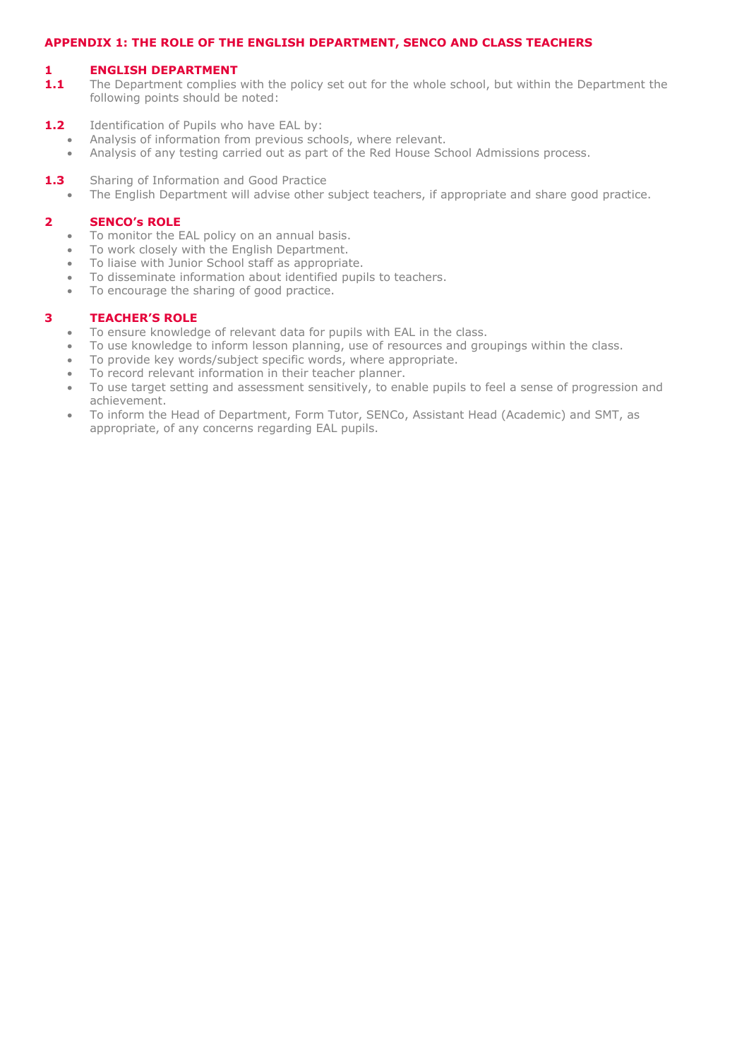## APPENDIX 1: THE ROLE OF THE ENGLISH DEPARTMENT, SENCO AND CLASS TEACHERS

### 1 ENGLISH DEPARTMENT

**1.1** The Department complies with the policy set out for the whole school, but within the Department the following points should be noted:

**1.2** Identification of Pupils who have EAL by:

- Analysis of information from previous schools, where relevant.
- Analysis of any testing carried out as part of the Red House School Admissions process.

**1.3** Sharing of Information and Good Practice

- The English Department will advise other subject teachers, if appropriate and share good practice.

### 2 SENCO's ROLE

- To monitor the EAL policy on an annual basis.
- To work closely with the English Department.
- To liaise with Junior School staff as appropriate.
- To disseminate information about identified pupils to teachers.
- To encourage the sharing of good practice.

### 3 TEACHER'S ROLE

- To ensure knowledge of relevant data for pupils with EAL in the class.
- To use knowledge to inform lesson planning, use of resources and groupings within the class.
- To provide key words/subject specific words, where appropriate.
- To record relevant information in their teacher planner.
- To use target setting and assessment sensitively, to enable pupils to feel a sense of progression and achievement.
- To inform the Head of Department, Form Tutor, SENCo, Assistant Head (Academic) and SMT, as appropriate, of any concerns regarding EAL pupils.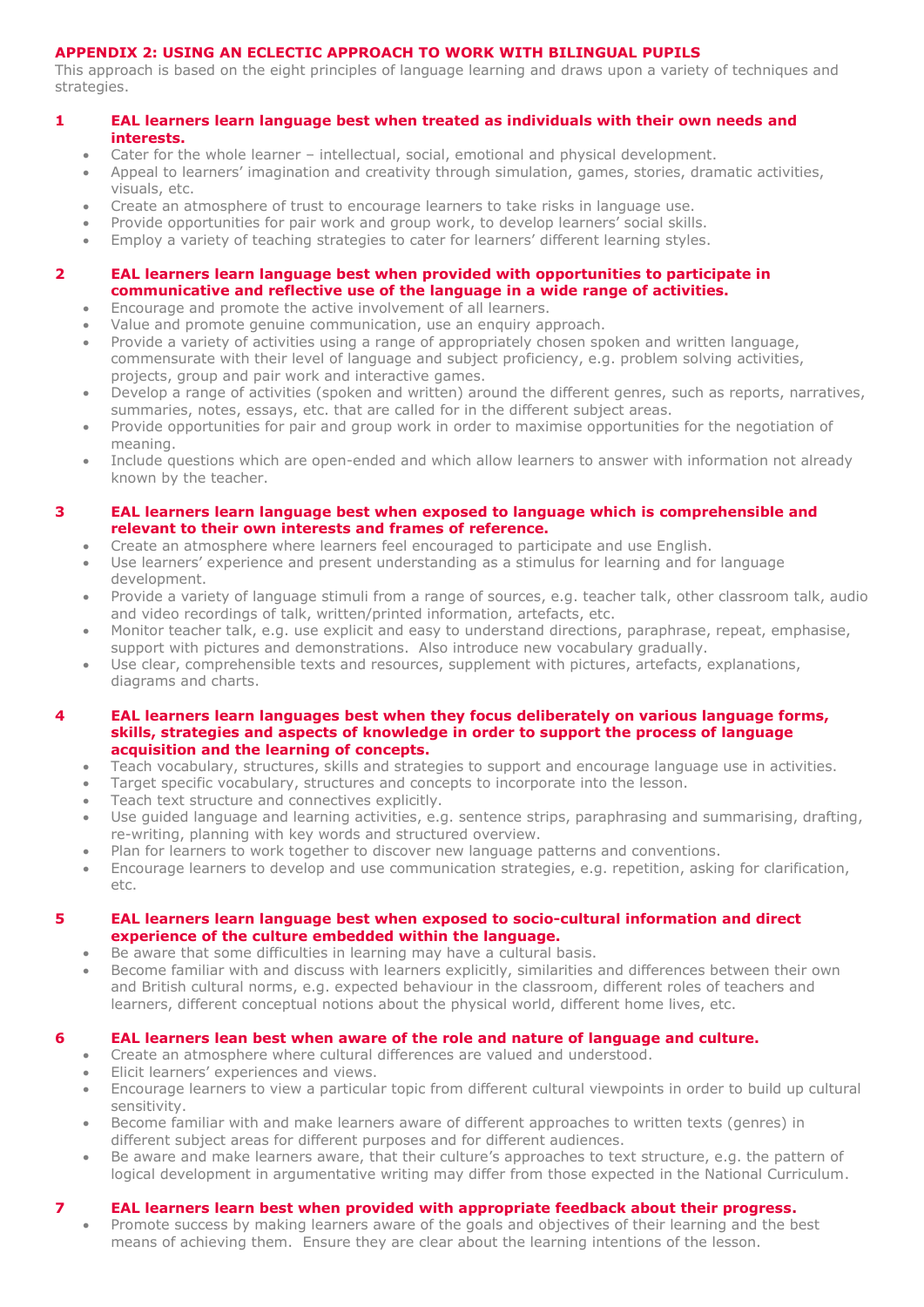**APPENDIX 2: USING AN ECLECTIC APPROACH TO WORK WITH BILINGUAL PUPILS**

This approach is based on the eight principles of language learning and draws upon a variety of techniques and strategies.

**1 EAL learners learn language best when treated as individuals with their own needs and interests.**

- Cater for the whole learner – intellectual, social, emotional and physical development.
- Appeal to learners' imagination and creativity through simulation, games, stories, dramatic activities, visuals, etc.
- Create an atmosphere of trust to encourage learners to take risks in language use.
- Provide opportunities for pair work and group work, to develop learners' social skills.
- Employ a variety of teaching strategies to cater for learners' different learning styles.

**2 EAL learners learn language best when provided with opportunities to participate in communicative and reflective use of the language in a wide range of activities.**

- Encourage and promote the active involvement of all learners.
- Value and promote genuine communication, use an enquiry approach.
- Provide a variety of activities using a range of appropriately chosen spoken and written language, commensurate with their level of language and subject proficiency, e.g. problem solving activities, projects, group and pair work and interactive games.
- Develop a range of activities (spoken and written) around the different genres, such as reports, narratives, summaries, notes, essays, etc. that are called for in the different subject areas.
- Provide opportunities for pair and group work in order to maximise opportunities for the negotiation of meaning.
- Include questions which are open-ended and which allow learners to answer with information not already known by the teacher.

**3 EAL learners learn language best when exposed to language which is comprehensible and relevant to their own interests and frames of reference.**

- Create an atmosphere where learners feel encouraged to participate and use English.
- Use learners' experience and present understanding as a stimulus for learning and for language development.
- Provide a variety of language stimuli from a range of sources, e.g. teacher talk, other classroom talk, audio and video recordings of talk, written/printed information, artefacts, etc.
- Monitor teacher talk, e.g. use explicit and easy to understand directions, paraphrase, repeat, emphasise, support with pictures and demonstrations. Also introduce new vocabulary gradually.
- Use clear, comprehensible texts and resources, supplement with pictures, artefacts, explanations, diagrams and charts.

**4 EAL learners learn languages best when they focus deliberately on various language forms, skills, strategies and aspects of knowledge in order to support the process of language acquisition and the learning of concepts.**

- Teach vocabulary, structures, skills and strategies to support and encourage language use in activities.
- Target specific vocabulary, structures and concepts to incorporate into the lesson.
- Teach text structure and connectives explicitly.
- Use guided language and learning activities, e.g. sentence strips, paraphrasing and summarising, drafting, re-writing, planning with key words and structured overview.
- Plan for learners to work together to discover new language patterns and conventions.
- Encourage learners to develop and use communication strategies, e.g. repetition, asking for clarification, etc.

**5 EAL learners learn language best when exposed to socio-cultural information and direct experience of the culture embedded within the language.**

- Be aware that some difficulties in learning may have a cultural basis.
- Become familiar with and discuss with learners explicitly, similarities and differences between their own and British cultural norms, e.g. expected behaviour in the classroom, different roles of teachers and learners, different conceptual notions about the physical world, different home lives, etc.

**6 EAL learners lean best when aware of the role and nature of language and culture.**

- Create an atmosphere where cultural differences are valued and understood.
- Elicit learners' experiences and views.
- Encourage learners to view a particular topic from different cultural viewpoints in order to build up cultural sensitivity.
- Become familiar with and make learners aware of different approaches to written texts (genres) in different subject areas for different purposes and for different audiences.
- Be aware and make learners aware, that their culture's approaches to text structure, e.g. the pattern of logical development in argumentative writing may differ from those expected in the National Curriculum.

**7 EAL learners learn best when provided with appropriate feedback about their progress.**

- Promote success by making learners aware of the goals and objectives of their learning and the best means of achieving them. Ensure they are clear about the learning intentions of the lesson.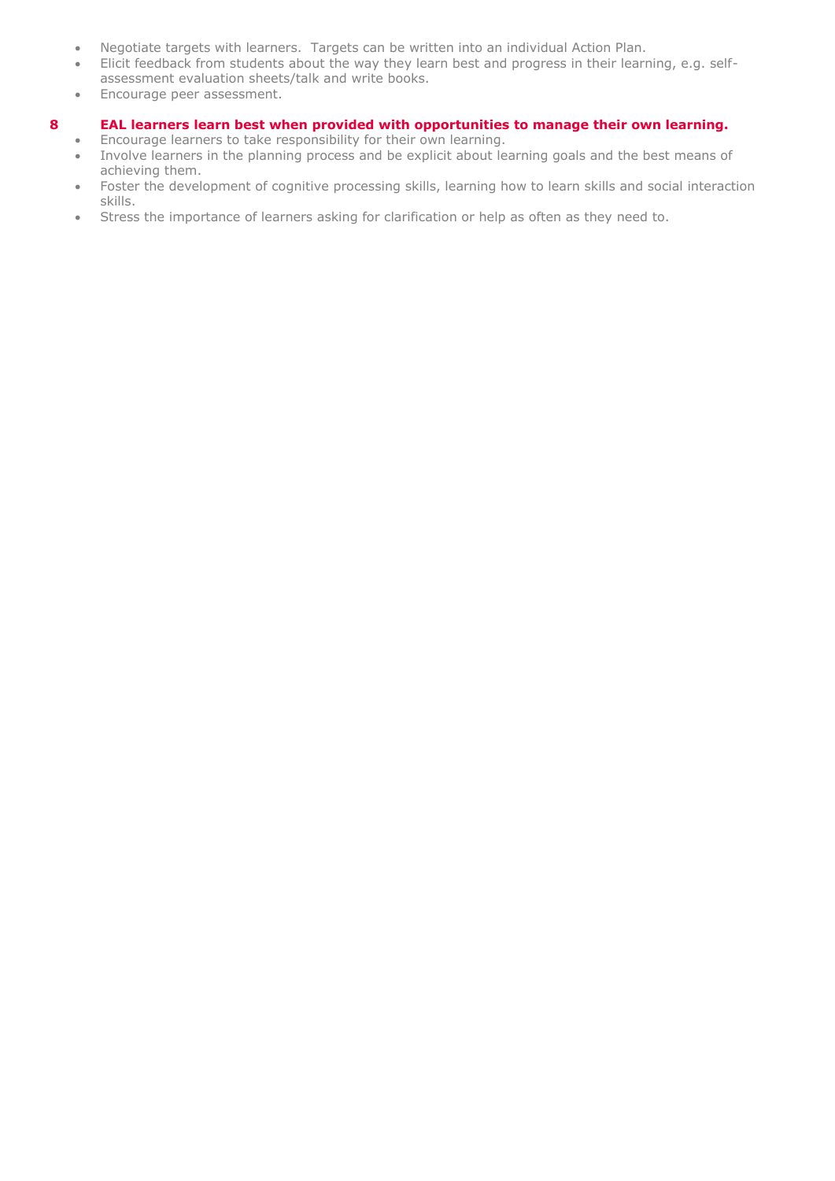- Negotiate targets with learners. Targets can be written into an individual Action Plan.
- Elicit feedback from students about the way they learn best and progress in their learning, e.g. self-assessment evaluation sheets/talk and write books.
- Encourage peer assessment.

### 8 EAL learners learn best when provided with opportunities to manage their own learning.

- Encourage learners to take responsibility for their own learning.
- Involve learners in the planning process and be explicit about learning goals and the best means of achieving them.
- Foster the development of cognitive processing skills, learning how to learn skills and social interaction skills.
- Stress the importance of learners asking for clarification or help as often as they need to.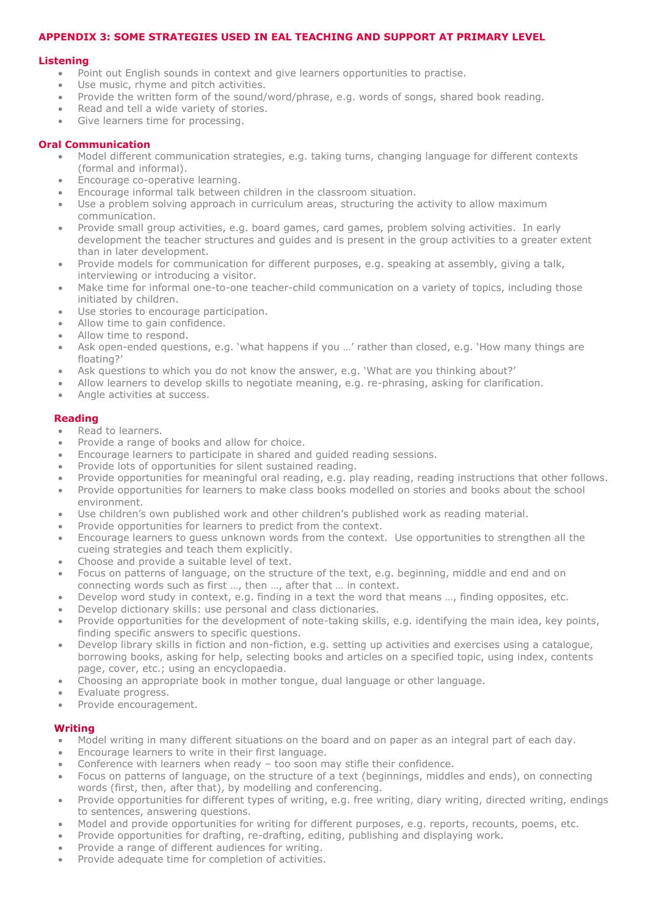## APPENDIX 3: SOME STRATEGIES USED IN EAL TEACHING AND SUPPORT AT PRIMARY LEVEL

### Listening

- Point out English sounds in context and give learners opportunities to practise.
- Use music, rhyme and pitch activities.
- Provide the written form of the sound/word/phrase, e.g. words of songs, shared book reading.
- Read and tell a wide variety of stories.
- Give learners time for processing.

### Oral Communication

- Model different communication strategies, e.g. taking turns, changing language for different contexts (formal and informal).
- Encourage co-operative learning.
- Encourage informal talk between children in the classroom situation.
- Use a problem solving approach in curriculum areas, structuring the activity to allow maximum communication.
- Provide small group activities, e.g. board games, card games, problem solving activities. In early development the teacher structures and guides and is present in the group activities to a greater extent than in later development.
- Provide models for communication for different purposes, e.g. speaking at assembly, giving a talk, interviewing or introducing a visitor.
- Make time for informal one-to-one teacher-child communication on a variety of topics, including those initiated by children.
- Use stories to encourage participation.
- Allow time to gain confidence.
- Allow time to respond.
- Ask open-ended questions, e.g. 'what happens if you …' rather than closed, e.g. 'How many things are floating?'
- Ask questions to which you do not know the answer, e.g. 'What are you thinking about?'
- Allow learners to develop skills to negotiate meaning, e.g. re-phrasing, asking for clarification.
- Angle activities at success.

### Reading

- Read to learners.
- Provide a range of books and allow for choice.
- Encourage learners to participate in shared and guided reading sessions.
- Provide lots of opportunities for silent sustained reading.
- Provide opportunities for meaningful oral reading, e.g. play reading, reading instructions that other follows.
- Provide opportunities for learners to make class books modelled on stories and books about the school environment.
- Use children's own published work and other children's published work as reading material.
- Provide opportunities for learners to predict from the context.
- Encourage learners to guess unknown words from the context. Use opportunities to strengthen all the cueing strategies and teach them explicitly.
- Choose and provide a suitable level of text.
- Focus on patterns of language, on the structure of the text, e.g. beginning, middle and end and on connecting words such as first …, then …, after that … in context.
- Develop word study in context, e.g. finding in a text the word that means …, finding opposites, etc.
- Develop dictionary skills: use personal and class dictionaries.
- Provide opportunities for the development of note-taking skills, e.g. identifying the main idea, key points, finding specific answers to specific questions.
- Develop library skills in fiction and non-fiction, e.g. setting up activities and exercises using a catalogue, borrowing books, asking for help, selecting books and articles on a specified topic, using index, contents page, cover, etc.; using an encyclopaedia.
- Choosing an appropriate book in mother tongue, dual language or other language.
- Evaluate progress.
- Provide encouragement.

### Writing

- Model writing in many different situations on the board and on paper as an integral part of each day.
- Encourage learners to write in their first language.
- Conference with learners when ready – too soon may stifle their confidence.
- Focus on patterns of language, on the structure of a text (beginnings, middles and ends), on connecting words (first, then, after that), by modelling and conferencing.
- Provide opportunities for different types of writing, e.g. free writing, diary writing, directed writing, endings to sentences, answering questions.
- Model and provide opportunities for writing for different purposes, e.g. reports, recounts, poems, etc.
- Provide opportunities for drafting, re-drafting, editing, publishing and displaying work.
- Provide a range of different audiences for writing.
- Provide adequate time for completion of activities.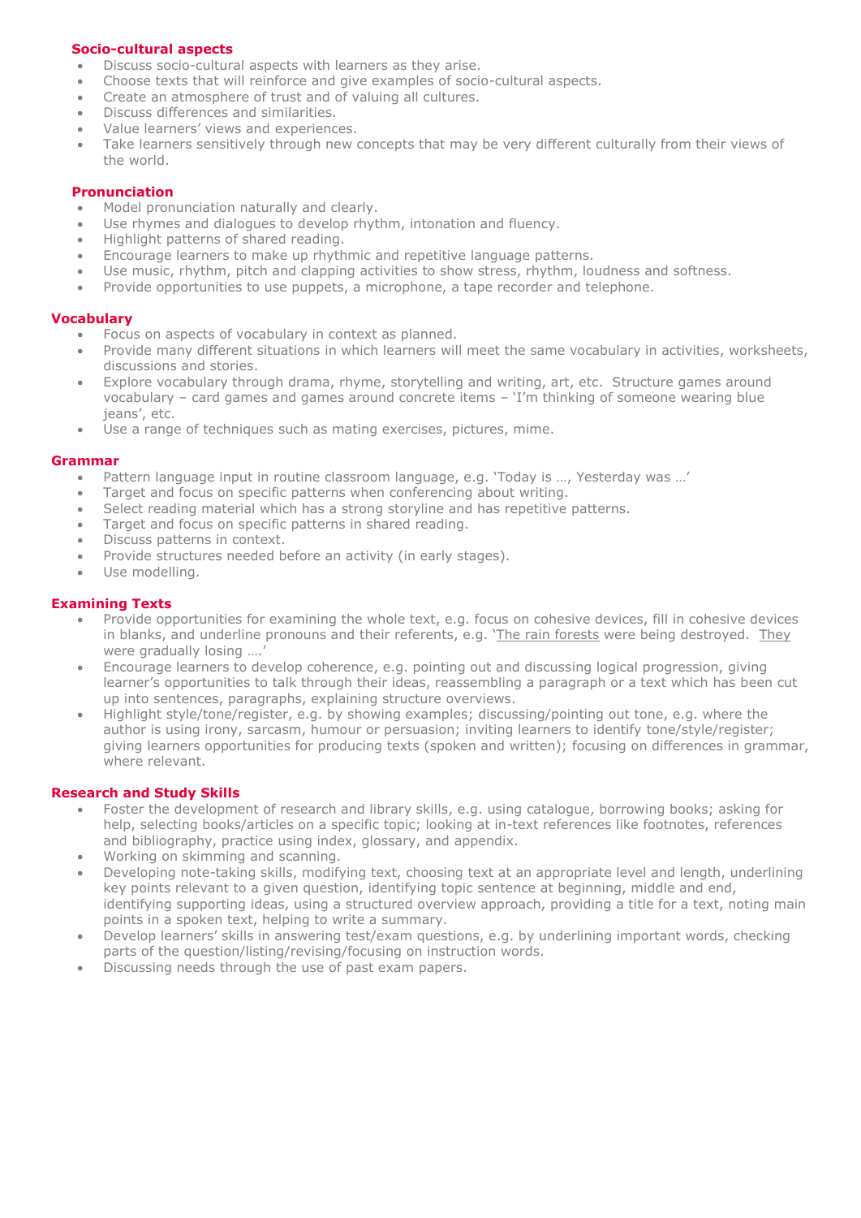### Socio-cultural aspects

- Discuss socio-cultural aspects with learners as they arise.
- Choose texts that will reinforce and give examples of socio-cultural aspects.
- Create an atmosphere of trust and of valuing all cultures.
- Discuss differences and similarities.
- Value learners' views and experiences.
- Take learners sensitively through new concepts that may be very different culturally from their views of the world.

### Pronunciation

- Model pronunciation naturally and clearly.
- Use rhymes and dialogues to develop rhythm, intonation and fluency.
- Highlight patterns of shared reading.
- Encourage learners to make up rhythmic and repetitive language patterns.
- Use music, rhythm, pitch and clapping activities to show stress, rhythm, loudness and softness.
- Provide opportunities to use puppets, a microphone, a tape recorder and telephone.

### Vocabulary

- Focus on aspects of vocabulary in context as planned.
- Provide many different situations in which learners will meet the same vocabulary in activities, worksheets, discussions and stories.
- Explore vocabulary through drama, rhyme, storytelling and writing, art, etc. Structure games around vocabulary – card games and games around concrete items – 'I'm thinking of someone wearing blue jeans', etc.
- Use a range of techniques such as mating exercises, pictures, mime.

### Grammar

- Pattern language input in routine classroom language, e.g. 'Today is …, Yesterday was …'
- Target and focus on specific patterns when conferencing about writing.
- Select reading material which has a strong storyline and has repetitive patterns.
- Target and focus on specific patterns in shared reading.
- Discuss patterns in context.
- Provide structures needed before an activity (in early stages).
- Use modelling.

### Examining Texts

- Provide opportunities for examining the whole text, e.g. focus on cohesive devices, fill in cohesive devices in blanks, and underline pronouns and their referents, e.g. 'The rain forests were being destroyed. They were gradually losing ….'
- Encourage learners to develop coherence, e.g. pointing out and discussing logical progression, giving learner's opportunities to talk through their ideas, reassembling a paragraph or a text which has been cut up into sentences, paragraphs, explaining structure overviews.
- Highlight style/tone/register, e.g. by showing examples; discussing/pointing out tone, e.g. where the author is using irony, sarcasm, humour or persuasion; inviting learners to identify tone/style/register; giving learners opportunities for producing texts (spoken and written); focusing on differences in grammar, where relevant.

### Research and Study Skills

- Foster the development of research and library skills, e.g. using catalogue, borrowing books; asking for help, selecting books/articles on a specific topic; looking at in-text references like footnotes, references and bibliography, practice using index, glossary, and appendix.
- Working on skimming and scanning.
- Developing note-taking skills, modifying text, choosing text at an appropriate level and length, underlining key points relevant to a given question, identifying topic sentence at beginning, middle and end, identifying supporting ideas, using a structured overview approach, providing a title for a text, noting main points in a spoken text, helping to write a summary.
- Develop learners' skills in answering test/exam questions, e.g. by underlining important words, checking parts of the question/listing/revising/focusing on instruction words.
- Discussing needs through the use of past exam papers.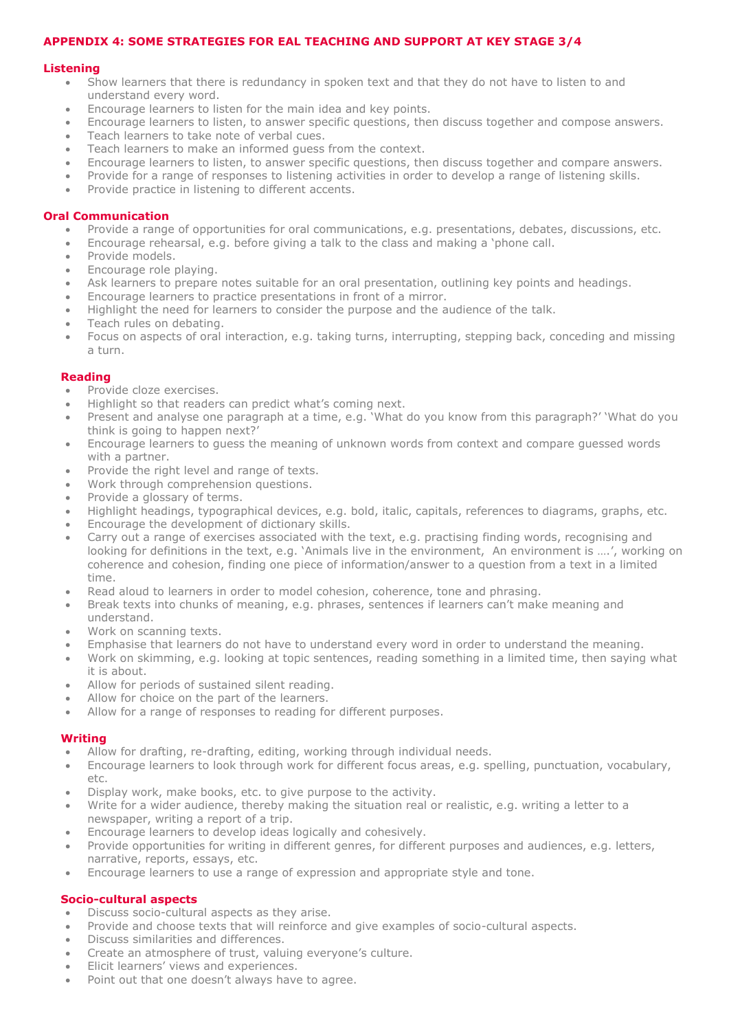## APPENDIX 4: SOME STRATEGIES FOR EAL TEACHING AND SUPPORT AT KEY STAGE 3/4

### Listening

- Show learners that there is redundancy in spoken text and that they do not have to listen to and understand every word.
- Encourage learners to listen for the main idea and key points.
- Encourage learners to listen, to answer specific questions, then discuss together and compose answers.
- Teach learners to take note of verbal cues.
- Teach learners to make an informed guess from the context.
- Encourage learners to listen, to answer specific questions, then discuss together and compare answers.
- Provide for a range of responses to listening activities in order to develop a range of listening skills.
- Provide practice in listening to different accents.

### Oral Communication

- Provide a range of opportunities for oral communications, e.g. presentations, debates, discussions, etc.
- Encourage rehearsal, e.g. before giving a talk to the class and making a 'phone call.
- Provide models.
- Encourage role playing.
- Ask learners to prepare notes suitable for an oral presentation, outlining key points and headings.
- Encourage learners to practice presentations in front of a mirror.
- Highlight the need for learners to consider the purpose and the audience of the talk.
- Teach rules on debating.
- Focus on aspects of oral interaction, e.g. taking turns, interrupting, stepping back, conceding and missing a turn.

### Reading

- Provide cloze exercises.
- Highlight so that readers can predict what's coming next.
- Present and analyse one paragraph at a time, e.g. 'What do you know from this paragraph?' 'What do you think is going to happen next?'
- Encourage learners to guess the meaning of unknown words from context and compare guessed words with a partner.
- Provide the right level and range of texts.
- Work through comprehension questions.
- Provide a glossary of terms.
- Highlight headings, typographical devices, e.g. bold, italic, capitals, references to diagrams, graphs, etc.
- Encourage the development of dictionary skills.
- Carry out a range of exercises associated with the text, e.g. practising finding words, recognising and looking for definitions in the text, e.g. 'Animals live in the environment, An environment is ….', working on coherence and cohesion, finding one piece of information/answer to a question from a text in a limited time.
- Read aloud to learners in order to model cohesion, coherence, tone and phrasing.
- Break texts into chunks of meaning, e.g. phrases, sentences if learners can't make meaning and understand.
- Work on scanning texts.
- Emphasise that learners do not have to understand every word in order to understand the meaning.
- Work on skimming, e.g. looking at topic sentences, reading something in a limited time, then saying what it is about.
- Allow for periods of sustained silent reading.
- Allow for choice on the part of the learners.
- Allow for a range of responses to reading for different purposes.

### Writing

- Allow for drafting, re-drafting, editing, working through individual needs.
- Encourage learners to look through work for different focus areas, e.g. spelling, punctuation, vocabulary, etc.
- Display work, make books, etc. to give purpose to the activity.
- Write for a wider audience, thereby making the situation real or realistic, e.g. writing a letter to a newspaper, writing a report of a trip.
- Encourage learners to develop ideas logically and cohesively.
- Provide opportunities for writing in different genres, for different purposes and audiences, e.g. letters, narrative, reports, essays, etc.
- Encourage learners to use a range of expression and appropriate style and tone.

### Socio-cultural aspects

- Discuss socio-cultural aspects as they arise.
- Provide and choose texts that will reinforce and give examples of socio-cultural aspects.
- Discuss similarities and differences.
- Create an atmosphere of trust, valuing everyone's culture.
- Elicit learners' views and experiences.
- Point out that one doesn't always have to agree.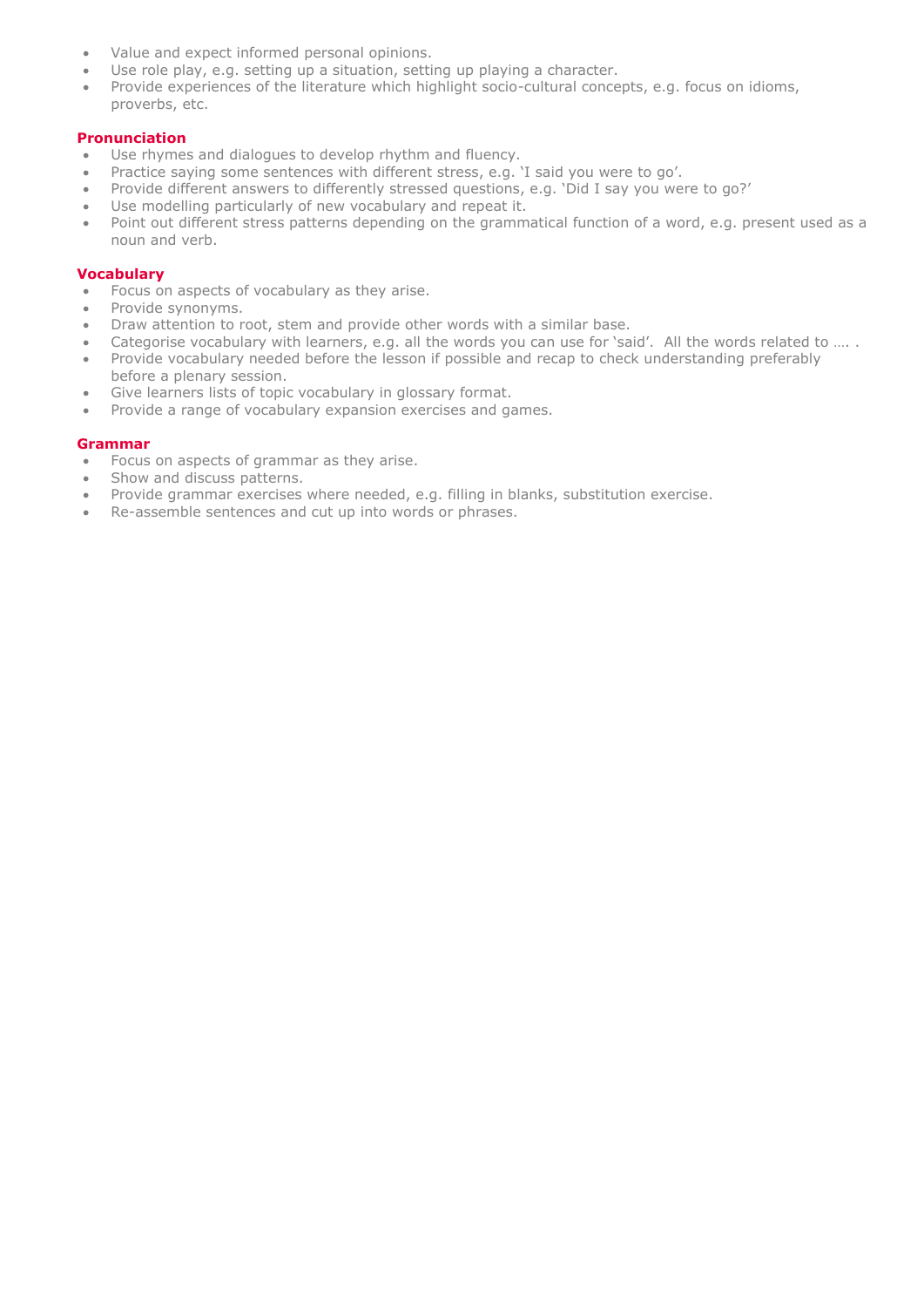- Value and expect informed personal opinions.
- Use role play, e.g. setting up a situation, setting up playing a character.
- Provide experiences of the literature which highlight socio-cultural concepts, e.g. focus on idioms, proverbs, etc.

**Pronunciation**

- Use rhymes and dialogues to develop rhythm and fluency.
- Practice saying some sentences with different stress, e.g. 'I said you were to go'.
- Provide different answers to differently stressed questions, e.g. 'Did I say you were to go?'
- Use modelling particularly of new vocabulary and repeat it.
- Point out different stress patterns depending on the grammatical function of a word, e.g. present used as a noun and verb.

**Vocabulary**

- Focus on aspects of vocabulary as they arise.
- Provide synonyms.
- Draw attention to root, stem and provide other words with a similar base.
- Categorise vocabulary with learners, e.g. all the words you can use for 'said'. All the words related to …. .
- Provide vocabulary needed before the lesson if possible and recap to check understanding preferably before a plenary session.
- Give learners lists of topic vocabulary in glossary format.
- Provide a range of vocabulary expansion exercises and games.

**Grammar**

- Focus on aspects of grammar as they arise.
- Show and discuss patterns.
- Provide grammar exercises where needed, e.g. filling in blanks, substitution exercise.
- Re-assemble sentences and cut up into words or phrases.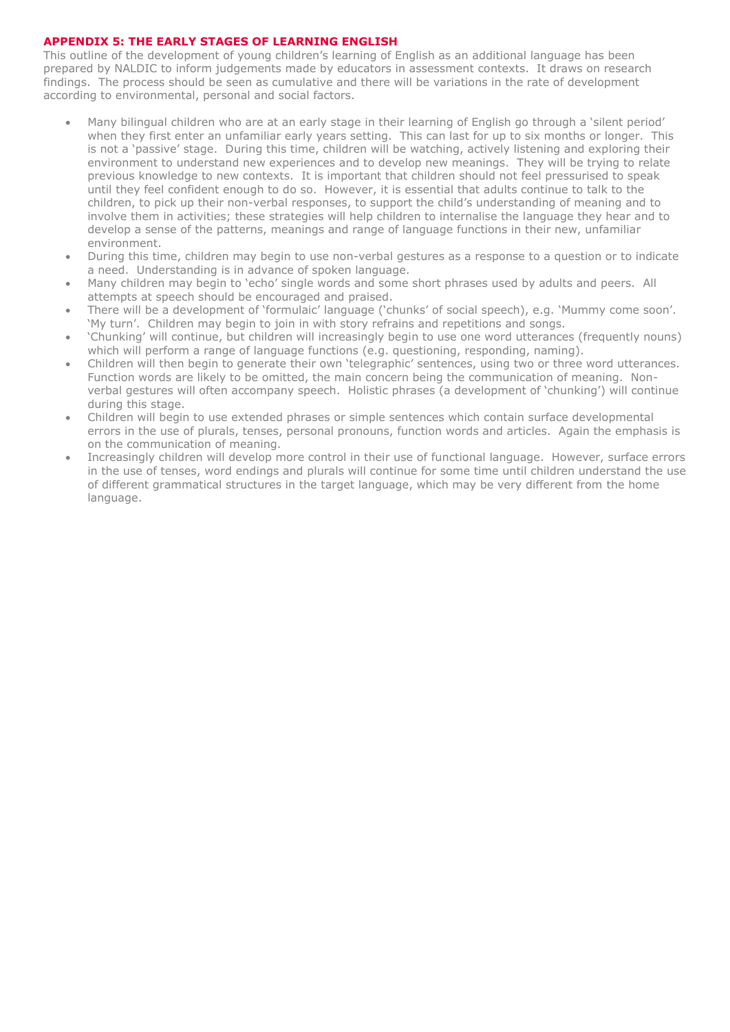## APPENDIX 5: THE EARLY STAGES OF LEARNING ENGLISH

This outline of the development of young children's learning of English as an additional language has been prepared by NALDIC to inform judgements made by educators in assessment contexts. It draws on research findings. The process should be seen as cumulative and there will be variations in the rate of development according to environmental, personal and social factors.

- Many bilingual children who are at an early stage in their learning of English go through a 'silent period' when they first enter an unfamiliar early years setting. This can last for up to six months or longer. This is not a 'passive' stage. During this time, children will be watching, actively listening and exploring their environment to understand new experiences and to develop new meanings. They will be trying to relate previous knowledge to new contexts. It is important that children should not feel pressurised to speak until they feel confident enough to do so. However, it is essential that adults continue to talk to the children, to pick up their non-verbal responses, to support the child's understanding of meaning and to involve them in activities; these strategies will help children to internalise the language they hear and to develop a sense of the patterns, meanings and range of language functions in their new, unfamiliar environment.
- During this time, children may begin to use non-verbal gestures as a response to a question or to indicate a need. Understanding is in advance of spoken language.
- Many children may begin to 'echo' single words and some short phrases used by adults and peers. All attempts at speech should be encouraged and praised.
- There will be a development of 'formulaic' language ('chunks' of social speech), e.g. 'Mummy come soon'. 'My turn'. Children may begin to join in with story refrains and repetitions and songs.
- 'Chunking' will continue, but children will increasingly begin to use one word utterances (frequently nouns) which will perform a range of language functions (e.g. questioning, responding, naming).
- Children will then begin to generate their own 'telegraphic' sentences, using two or three word utterances. Function words are likely to be omitted, the main concern being the communication of meaning. Non-verbal gestures will often accompany speech. Holistic phrases (a development of 'chunking') will continue during this stage.
- Children will begin to use extended phrases or simple sentences which contain surface developmental errors in the use of plurals, tenses, personal pronouns, function words and articles. Again the emphasis is on the communication of meaning.
- Increasingly children will develop more control in their use of functional language. However, surface errors in the use of tenses, word endings and plurals will continue for some time until children understand the use of different grammatical structures in the target language, which may be very different from the home language.